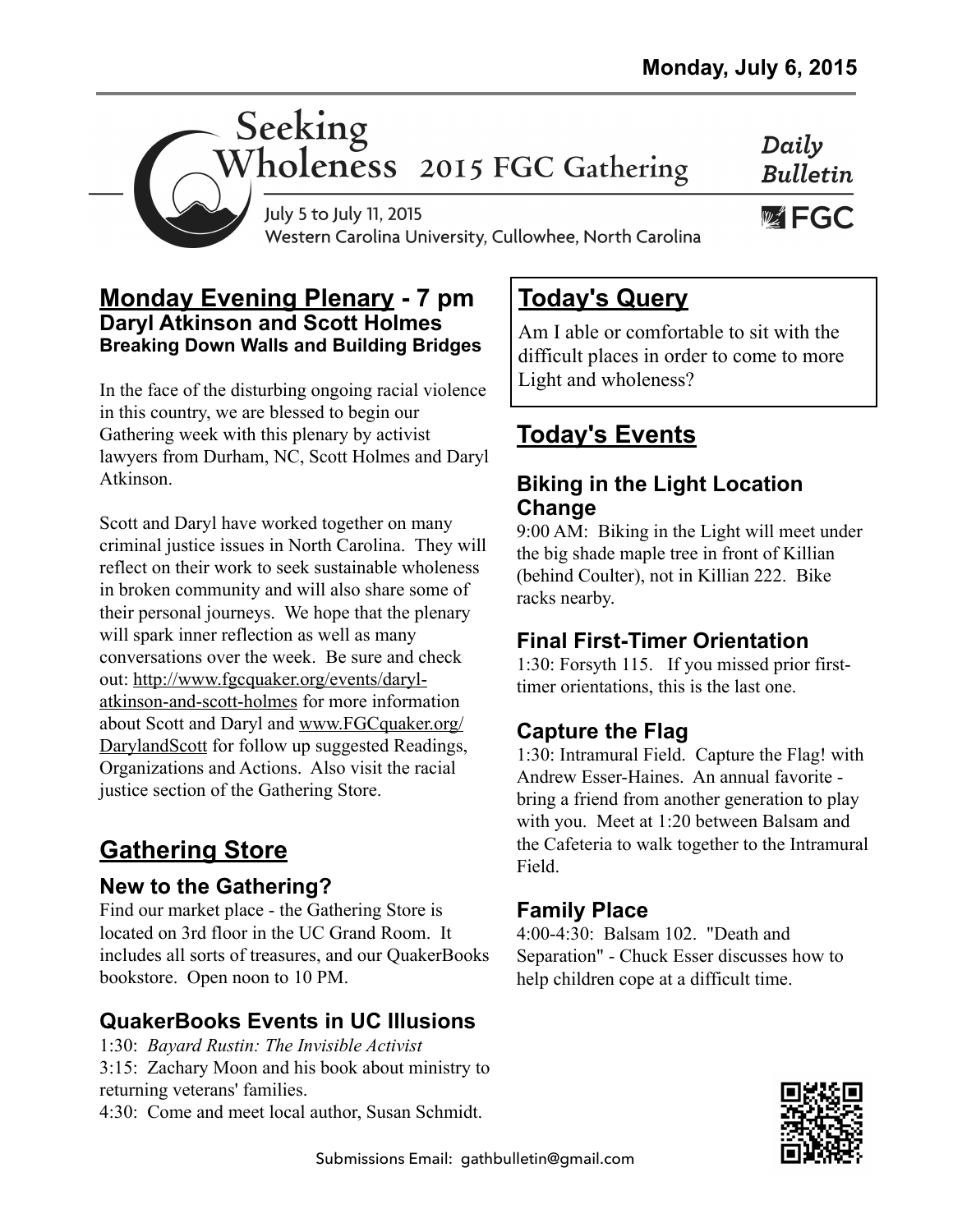**Monday, July 6, 2015**

# Seeking Wholeness 2015 FGC Gathering

July 5 to July 11, 2015
Western Carolina University, Cullowhee, North Carolina

*Daily Bulletin*

FGC

## Monday Evening Plenary - 7 pm

### Daryl Atkinson and Scott Holmes

**Breaking Down Walls and Building Bridges**

In the face of the disturbing ongoing racial violence in this country, we are blessed to begin our Gathering week with this plenary by activist lawyers from Durham, NC, Scott Holmes and Daryl Atkinson.

Scott and Daryl have worked together on many criminal justice issues in North Carolina. They will reflect on their work to seek sustainable wholeness in broken community and will also share some of their personal journeys. We hope that the plenary will spark inner reflection as well as many conversations over the week. Be sure and check out: http://www.fgcquaker.org/events/daryl-atkinson-and-scott-holmes for more information about Scott and Daryl and www.FGCquaker.org/DarylandScott for follow up suggested Readings, Organizations and Actions. Also visit the racial justice section of the Gathering Store.

## Gathering Store

### New to the Gathering?

Find our market place - the Gathering Store is located on 3rd floor in the UC Grand Room. It includes all sorts of treasures, and our QuakerBooks bookstore. Open noon to 10 PM.

### QuakerBooks Events in UC Illusions

1:30: *Bayard Rustin: The Invisible Activist*
3:15: Zachary Moon and his book about ministry to returning veterans' families.
4:30: Come and meet local author, Susan Schmidt.

## Today's Query

Am I able or comfortable to sit with the difficult places in order to come to more Light and wholeness?

## Today's Events

### Biking in the Light Location Change

9:00 AM: Biking in the Light will meet under the big shade maple tree in front of Killian (behind Coulter), not in Killian 222. Bike racks nearby.

### Final First-Timer Orientation

1:30: Forsyth 115. If you missed prior first-timer orientations, this is the last one.

### Capture the Flag

1:30: Intramural Field. Capture the Flag! with Andrew Esser-Haines. An annual favorite - bring a friend from another generation to play with you. Meet at 1:20 between Balsam and the Cafeteria to walk together to the Intramural Field.

### Family Place

4:00-4:30: Balsam 102. "Death and Separation" - Chuck Esser discusses how to help children cope at a difficult time.

Submissions Email: gathbulletin@gmail.com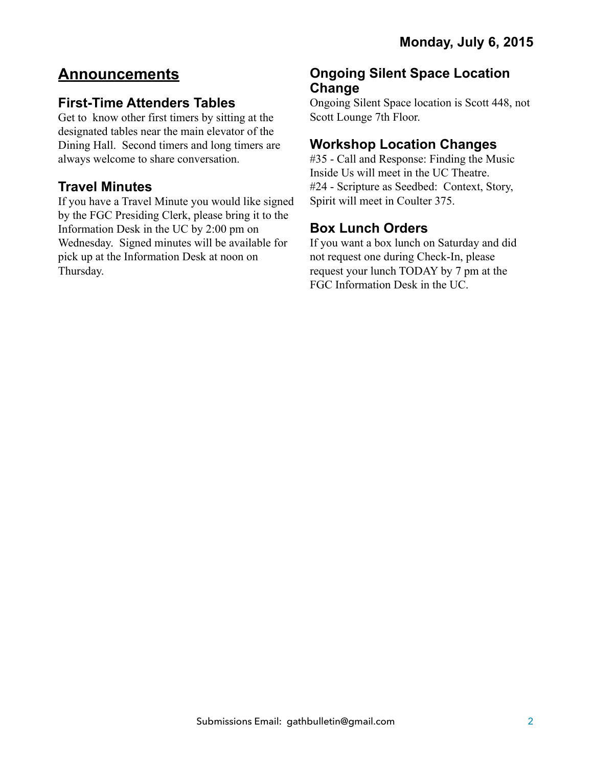**Monday, July 6, 2015**

# Announcements

## First-Time Attenders Tables

Get to know other first timers by sitting at the designated tables near the main elevator of the Dining Hall. Second timers and long timers are always welcome to share conversation.

## Travel Minutes

If you have a Travel Minute you would like signed by the FGC Presiding Clerk, please bring it to the Information Desk in the UC by 2:00 pm on Wednesday. Signed minutes will be available for pick up at the Information Desk at noon on Thursday.

## Ongoing Silent Space Location Change

Ongoing Silent Space location is Scott 448, not Scott Lounge 7th Floor.

## Workshop Location Changes

#35 - Call and Response: Finding the Music Inside Us will meet in the UC Theatre.
#24 - Scripture as Seedbed: Context, Story, Spirit will meet in Coulter 375.

## Box Lunch Orders

If you want a box lunch on Saturday and did not request one during Check-In, please request your lunch TODAY by 7 pm at the FGC Information Desk in the UC.

Submissions Email: gathbulletin@gmail.com